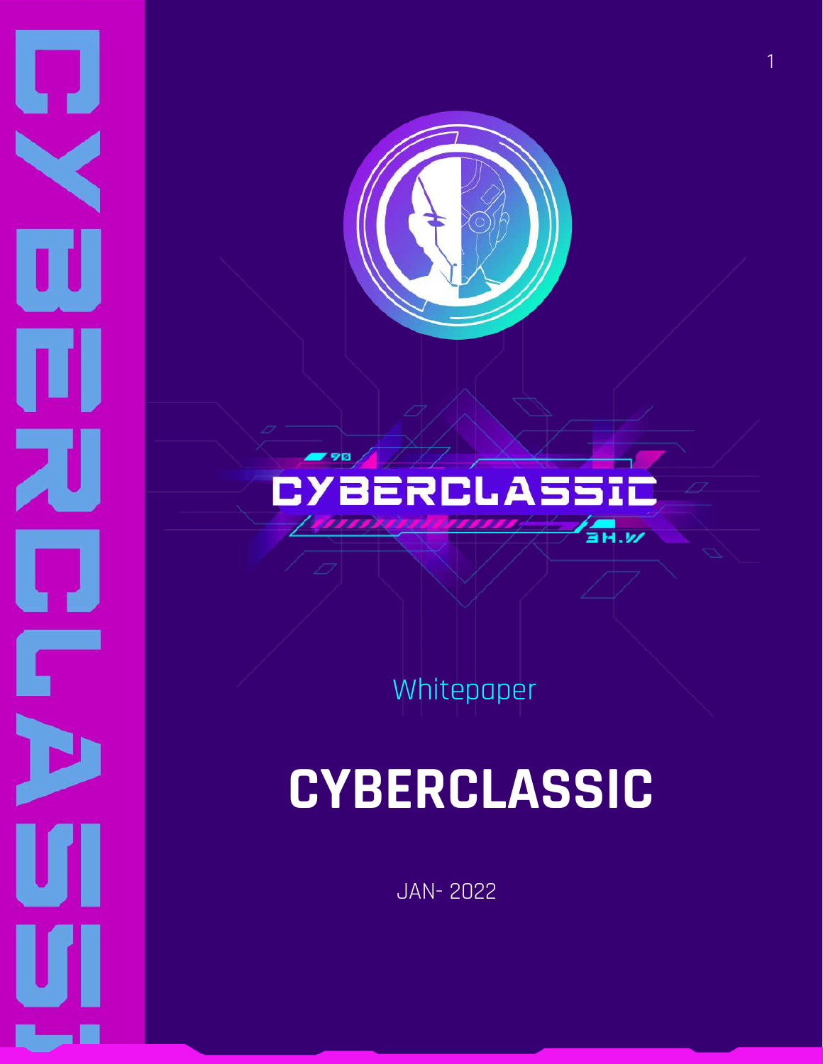Whitepaper

# CYBERCLASSIC

JAN- 2022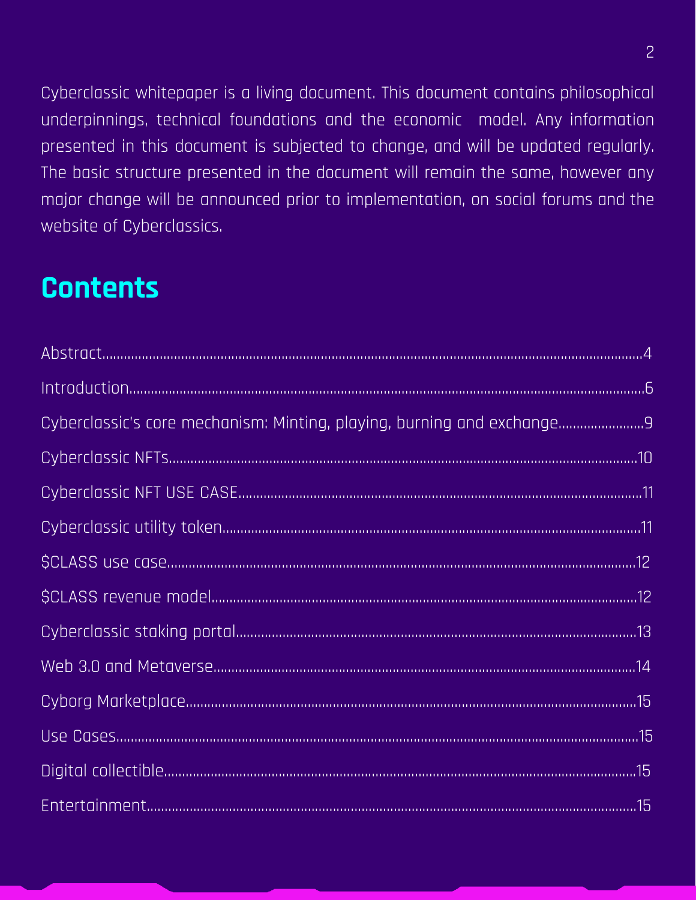Cyberclassic whitepaper is a living document. This document contains philosophical underpinnings, technical foundations and the economic model. Any information presented in this document is subjected to change, and will be updated regularly. The basic structure presented in the document will remain the same, however any major change will be announced prior to implementation, on social forums and the website of Cyberclassics.

## Contents

Abstract....................................................................................................4

Introduction................................................................................................6

Cyberclassic's core mechanism: Minting, playing, burning and exchange.......................9

Cyberclassic NFTs........................................................................................10

Cyberclassic NFT USE CASE...........................................................................11

Cyberclassic utility token...............................................................................11

$CLASS use case........................................................................................12

$CLASS revenue model.................................................................................12

Cyberclassic staking portal.............................................................................13

Web 3.0 and Metaverse.................................................................................14

Cyborg Marketplace.....................................................................................15

Use Cases..................................................................................................15

Digital collectible.........................................................................................15

Entertainment.............................................................................................15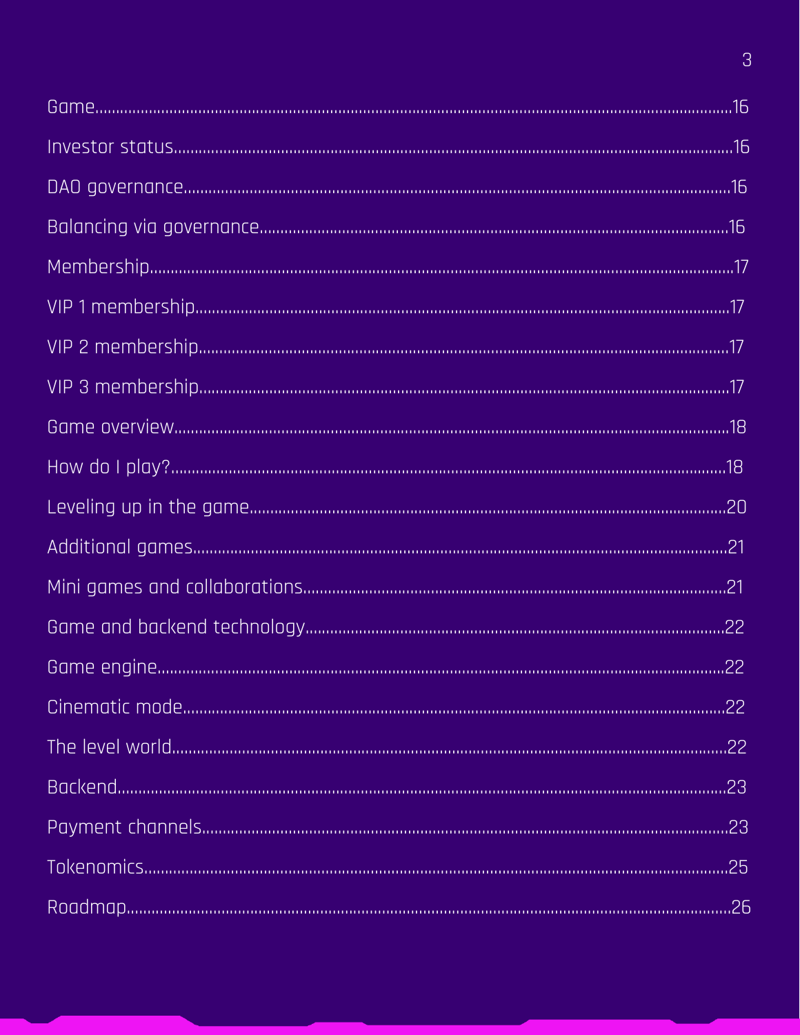Game.....16

Investor status.....16

DAO governance.....16

Balancing via governance.....16

Membership.....17

VIP 1 membership.....17

VIP 2 membership.....17

VIP 3 membership.....17

Game overview.....18

How do I play?.....18

Leveling up in the game.....20

Additional games.....21

Mini games and collaborations.....21

Game and backend technology.....22

Game engine.....22

Cinematic mode.....22

The level world.....22

Backend.....23

Payment channels.....23

Tokenomics.....25

Roadmap.....26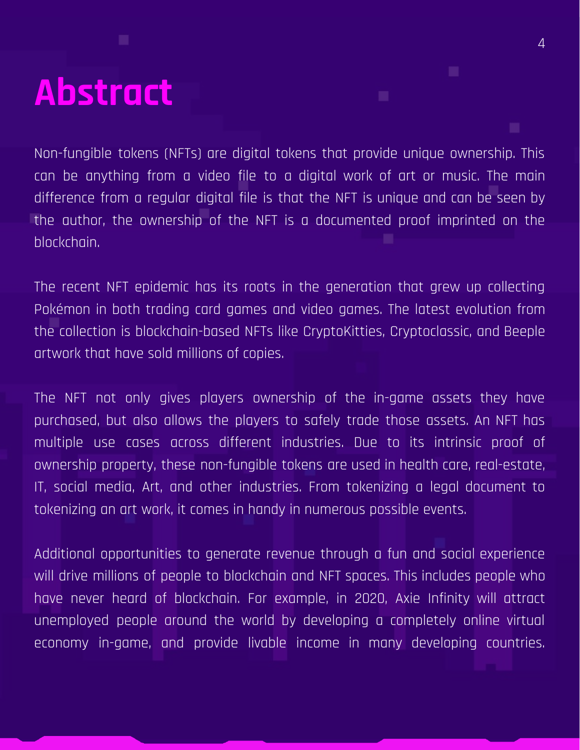# Abstract

Non-fungible tokens (NFTs) are digital tokens that provide unique ownership. This can be anything from a video file to a digital work of art or music. The main difference from a regular digital file is that the NFT is unique and can be seen by the author, the ownership of the NFT is a documented proof imprinted on the blockchain.

The recent NFT epidemic has its roots in the generation that grew up collecting Pokémon in both trading card games and video games. The latest evolution from the collection is blockchain-based NFTs like CryptoKitties, Cryptoclassic, and Beeple artwork that have sold millions of copies.

The NFT not only gives players ownership of the in-game assets they have purchased, but also allows the players to safely trade those assets. An NFT has multiple use cases across different industries. Due to its intrinsic proof of ownership property, these non-fungible tokens are used in health care, real-estate, IT, social media, Art, and other industries. From tokenizing a legal document to tokenizing an art work, it comes in handy in numerous possible events.

Additional opportunities to generate revenue through a fun and social experience will drive millions of people to blockchain and NFT spaces. This includes people who have never heard of blockchain. For example, in 2020, Axie Infinity will attract unemployed people around the world by developing a completely online virtual economy in-game, and provide livable income in many developing countries.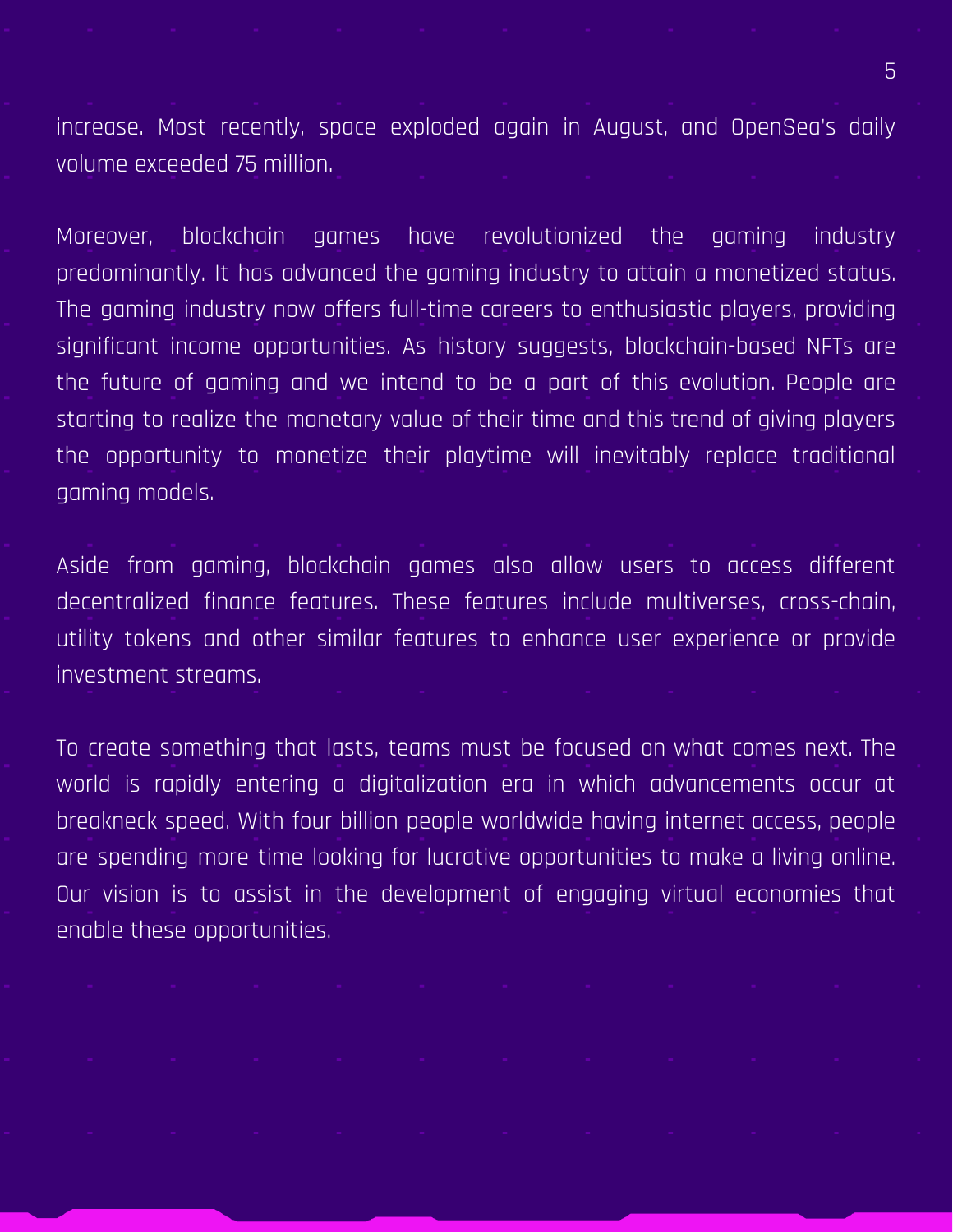increase. Most recently, space exploded again in August, and OpenSea's daily volume exceeded 75 million.

Moreover, blockchain games have revolutionized the gaming industry predominantly. It has advanced the gaming industry to attain a monetized status. The gaming industry now offers full-time careers to enthusiastic players, providing significant income opportunities. As history suggests, blockchain-based NFTs are the future of gaming and we intend to be a part of this evolution. People are starting to realize the monetary value of their time and this trend of giving players the opportunity to monetize their playtime will inevitably replace traditional gaming models.

Aside from gaming, blockchain games also allow users to access different decentralized finance features. These features include multiverses, cross-chain, utility tokens and other similar features to enhance user experience or provide investment streams.

To create something that lasts, teams must be focused on what comes next. The world is rapidly entering a digitalization era in which advancements occur at breakneck speed. With four billion people worldwide having internet access, people are spending more time looking for lucrative opportunities to make a living online. Our vision is to assist in the development of engaging virtual economies that enable these opportunities.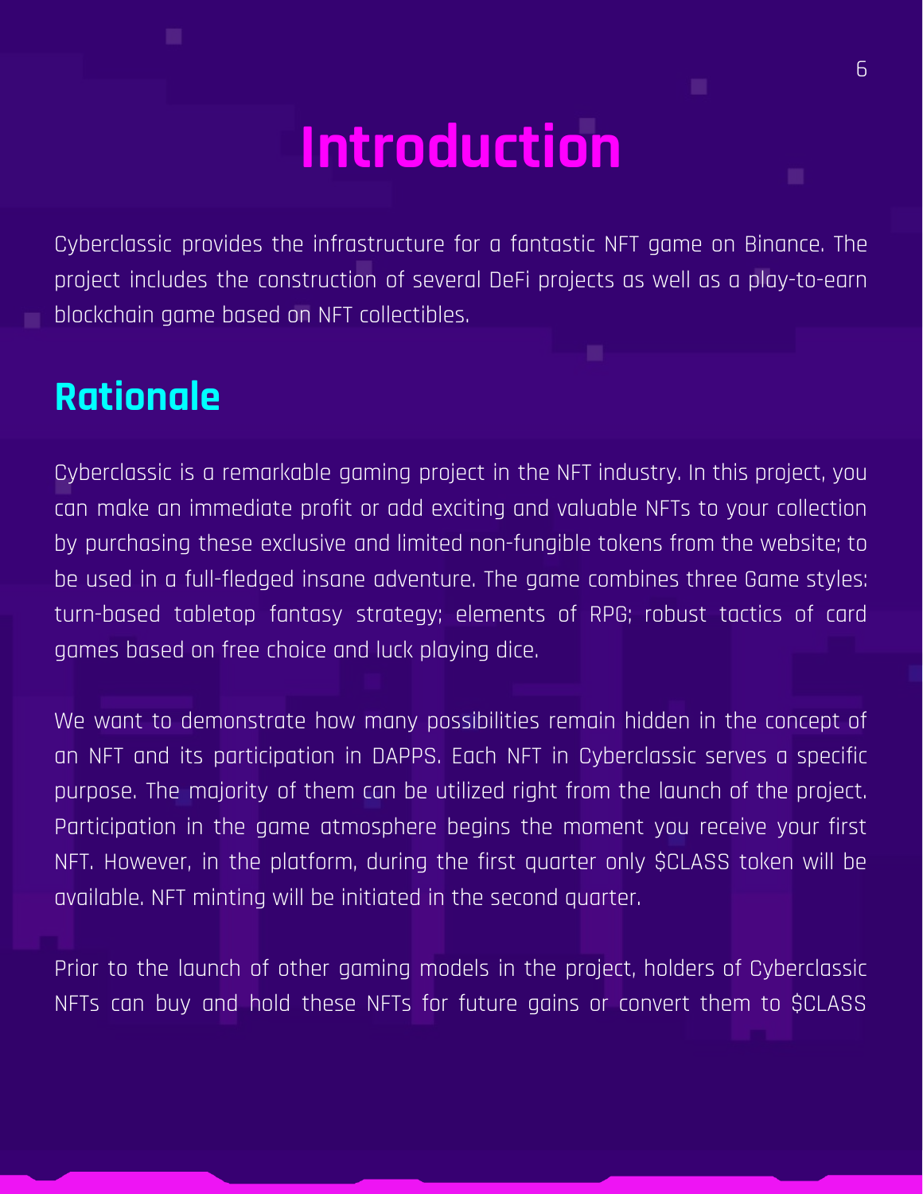# Introduction

Cyberclassic provides the infrastructure for a fantastic NFT game on Binance. The project includes the construction of several DeFi projects as well as a play-to-earn blockchain game based on NFT collectibles.

## Rationale

Cyberclassic is a remarkable gaming project in the NFT industry. In this project, you can make an immediate profit or add exciting and valuable NFTs to your collection by purchasing these exclusive and limited non-fungible tokens from the website; to be used in a full-fledged insane adventure. The game combines three Game styles: turn-based tabletop fantasy strategy; elements of RPG; robust tactics of card games based on free choice and luck playing dice.

We want to demonstrate how many possibilities remain hidden in the concept of an NFT and its participation in DAPPS. Each NFT in Cyberclassic serves a specific purpose. The majority of them can be utilized right from the launch of the project. Participation in the game atmosphere begins the moment you receive your first NFT. However, in the platform, during the first quarter only $CLASS token will be available. NFT minting will be initiated in the second quarter.

Prior to the launch of other gaming models in the project, holders of Cyberclassic NFTs can buy and hold these NFTs for future gains or convert them to $CLASS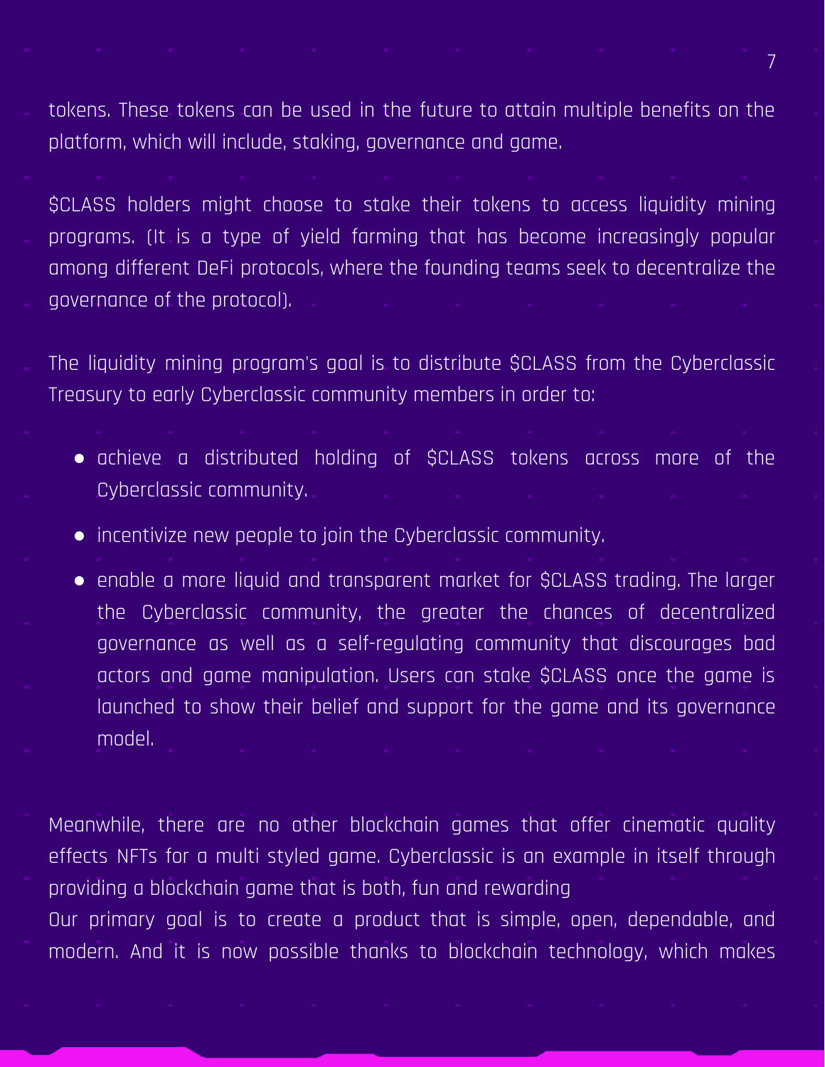tokens. These tokens can be used in the future to attain multiple benefits on the platform, which will include, staking, governance and game.

$CLASS holders might choose to stake their tokens to access liquidity mining programs. (It is a type of yield farming that has become increasingly popular among different DeFi protocols, where the founding teams seek to decentralize the governance of the protocol).

The liquidity mining program's goal is to distribute $CLASS from the Cyberclassic Treasury to early Cyberclassic community members in order to:

- achieve a distributed holding of $CLASS tokens across more of the Cyberclassic community.
- incentivize new people to join the Cyberclassic community.
- enable a more liquid and transparent market for $CLASS trading. The larger the Cyberclassic community, the greater the chances of decentralized governance as well as a self-regulating community that discourages bad actors and game manipulation. Users can stake $CLASS once the game is launched to show their belief and support for the game and its governance model.

Meanwhile, there are no other blockchain games that offer cinematic quality effects NFTs for a multi styled game. Cyberclassic is an example in itself through providing a blockchain game that is both, fun and rewarding
Our primary goal is to create a product that is simple, open, dependable, and modern. And it is now possible thanks to blockchain technology, which makes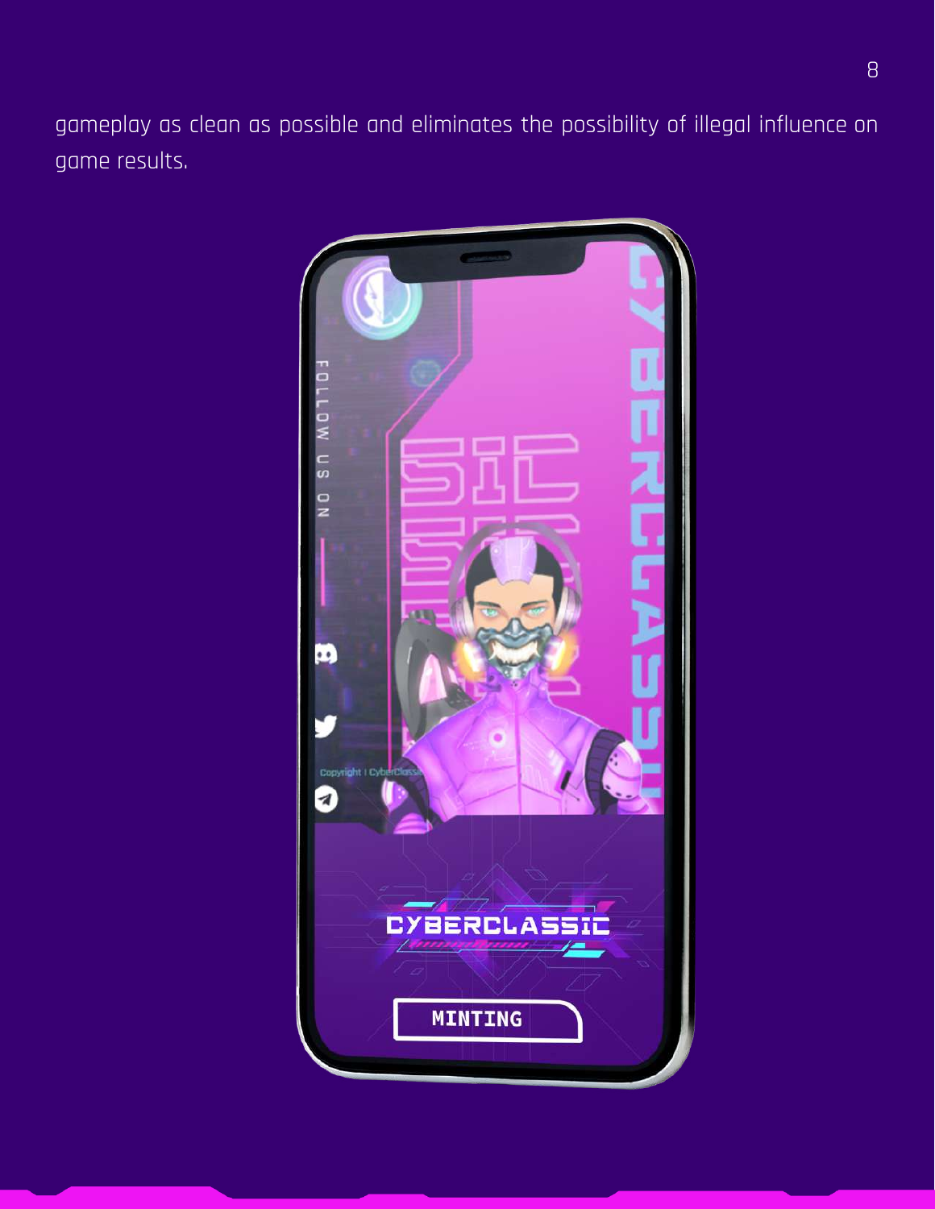gameplay as clean as possible and eliminates the possibility of illegal influence on game results.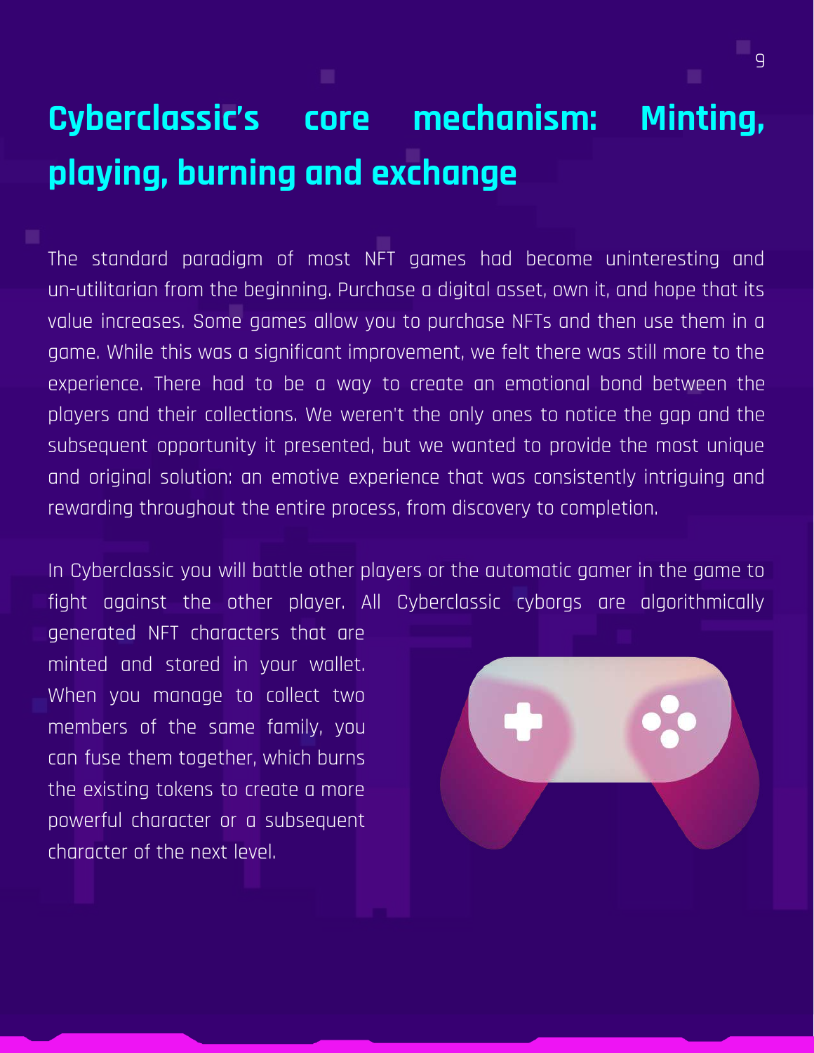# Cyberclassic's core mechanism: Minting, playing, burning and exchange

The standard paradigm of most NFT games had become uninteresting and un-utilitarian from the beginning. Purchase a digital asset, own it, and hope that its value increases. Some games allow you to purchase NFTs and then use them in a game. While this was a significant improvement, we felt there was still more to the experience. There had to be a way to create an emotional bond between the players and their collections. We weren't the only ones to notice the gap and the subsequent opportunity it presented, but we wanted to provide the most unique and original solution: an emotive experience that was consistently intriguing and rewarding throughout the entire process, from discovery to completion.

In Cyberclassic you will battle other players or the automatic gamer in the game to fight against the other player. All Cyberclassic cyborgs are algorithmically generated NFT characters that are minted and stored in your wallet. When you manage to collect two members of the same family, you can fuse them together, which burns the existing tokens to create a more powerful character or a subsequent character of the next level.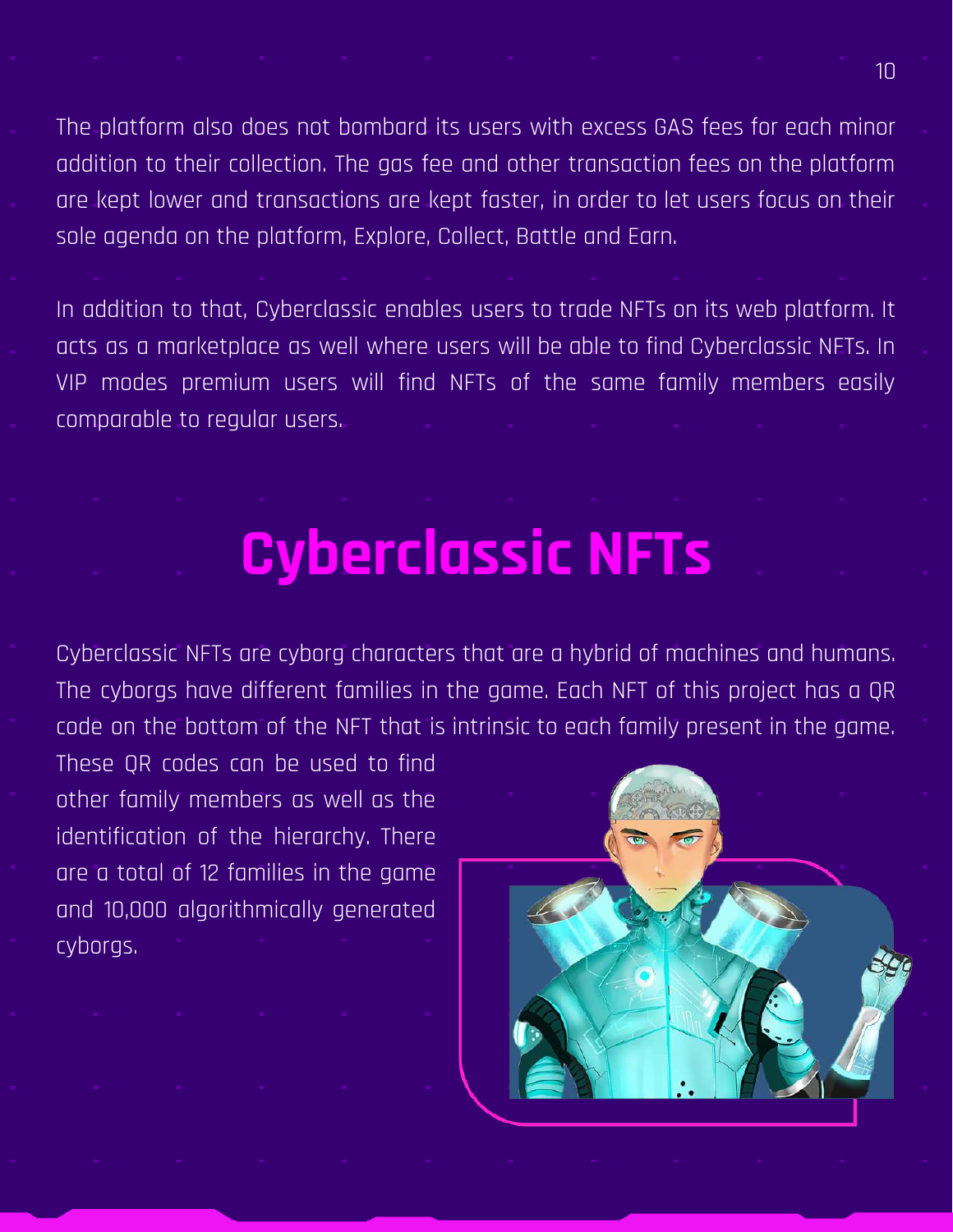The platform also does not bombard its users with excess GAS fees for each minor addition to their collection. The gas fee and other transaction fees on the platform are kept lower and transactions are kept faster, in order to let users focus on their sole agenda on the platform, Explore, Collect, Battle and Earn.

In addition to that, Cyberclassic enables users to trade NFTs on its web platform. It acts as a marketplace as well where users will be able to find Cyberclassic NFTs. In VIP modes premium users will find NFTs of the same family members easily comparable to regular users.

# Cyberclassic NFTs

Cyberclassic NFTs are cyborg characters that are a hybrid of machines and humans. The cyborgs have different families in the game. Each NFT of this project has a QR code on the bottom of the NFT that is intrinsic to each family present in the game. These QR codes can be used to find other family members as well as the identification of the hierarchy. There are a total of 12 families in the game and 10,000 algorithmically generated cyborgs.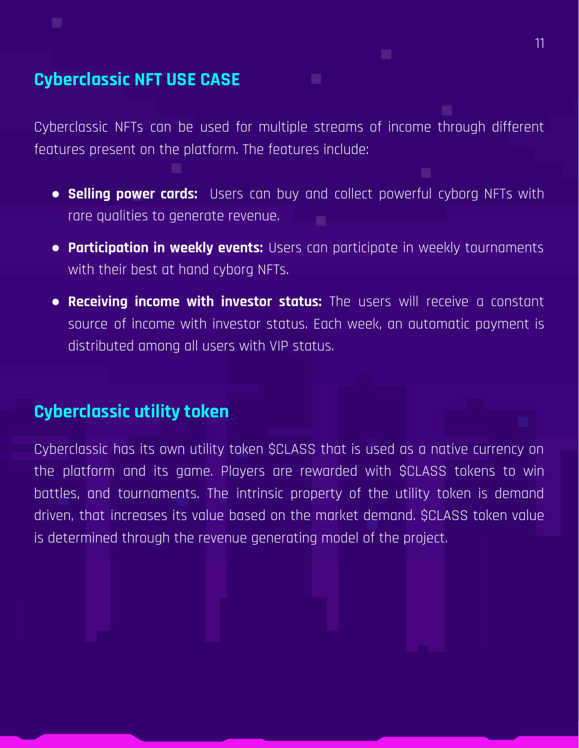## Cyberclassic NFT USE CASE

Cyberclassic NFTs can be used for multiple streams of income through different features present on the platform. The features include:

- **Selling power cards:** Users can buy and collect powerful cyborg NFTs with rare qualities to generate revenue.
- **Participation in weekly events:** Users can participate in weekly tournaments with their best at hand cyborg NFTs.
- **Receiving income with investor status:** The users will receive a constant source of income with investor status. Each week, an automatic payment is distributed among all users with VIP status.

## Cyberclassic utility token

Cyberclassic has its own utility token $CLASS that is used as a native currency on the platform and its game. Players are rewarded with $CLASS tokens to win battles, and tournaments. The intrinsic property of the utility token is demand driven, that increases its value based on the market demand. $CLASS token value is determined through the revenue generating model of the project.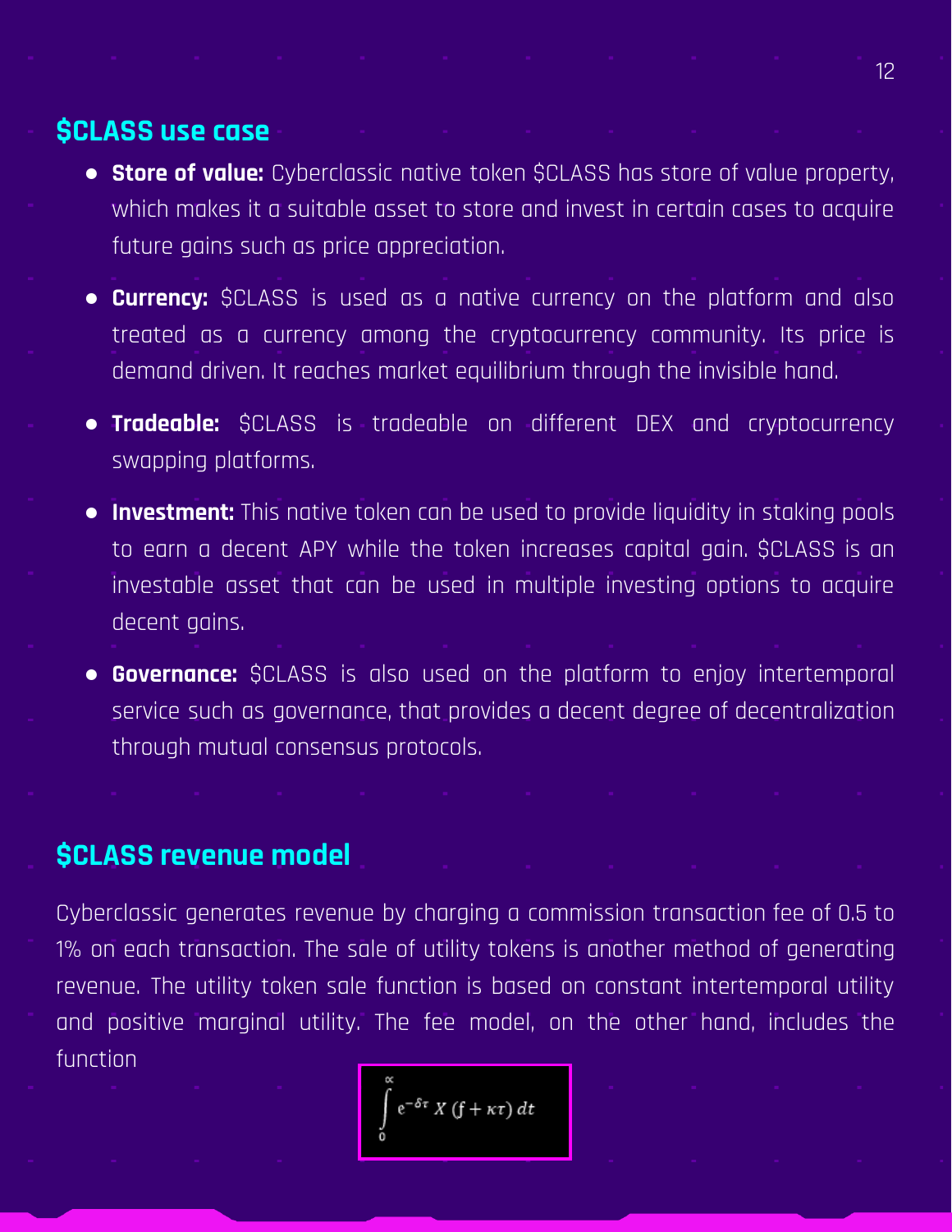## $CLASS use case

- **Store of value:** Cyberclassic native token $CLASS has store of value property, which makes it a suitable asset to store and invest in certain cases to acquire future gains such as price appreciation.
- **Currency:** $CLASS is used as a native currency on the platform and also treated as a currency among the cryptocurrency community. Its price is demand driven. It reaches market equilibrium through the invisible hand.
- **Tradeable:** $CLASS is tradeable on different DEX and cryptocurrency swapping platforms.
- **Investment:** This native token can be used to provide liquidity in staking pools to earn a decent APY while the token increases capital gain. $CLASS is an investable asset that can be used in multiple investing options to acquire decent gains.
- **Governance:** $CLASS is also used on the platform to enjoy intertemporal service such as governance, that provides a decent degree of decentralization through mutual consensus protocols.

## $CLASS revenue model

Cyberclassic generates revenue by charging a commission transaction fee of 0.5 to 1% on each transaction. The sale of utility tokens is another method of generating revenue. The utility token sale function is based on constant intertemporal utility and positive marginal utility. The fee model, on the other hand, includes the function

$$\int_{0}^{\infty} e^{-\delta\tau} X(f + \kappa\tau)\, dt$$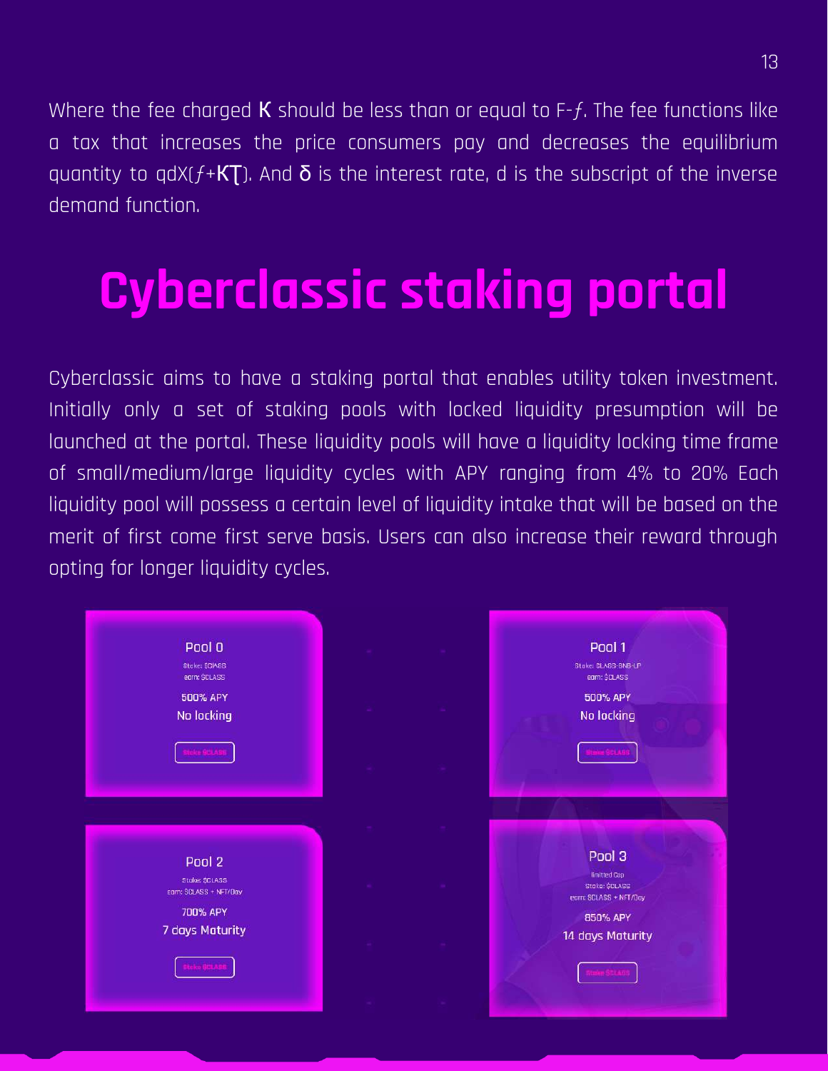Where the fee charged $K$ should be less than or equal to $F-f$. The fee functions like a tax that increases the price consumers pay and decreases the equilibrium quantity to $qdX(f+K\tau)$. And $\delta$ is the interest rate, d is the subscript of the inverse demand function.

# Cyberclassic staking portal

Cyberclassic aims to have a staking portal that enables utility token investment. Initially only a set of staking pools with locked liquidity presumption will be launched at the portal. These liquidity pools will have a liquidity locking time frame of small/medium/large liquidity cycles with APY ranging from 4% to 20% Each liquidity pool will possess a certain level of liquidity intake that will be based on the merit of first come first serve basis. Users can also increase their reward through opting for longer liquidity cycles.

**Pool 0**
Stake: $CLASS
earn: $CLASS
500% APY
No locking
Stake $CLASS

**Pool 1**
Stake: CLASS-BNB-LP
earn: $CLASS
500% APY
No locking
Stake $CLASS

**Pool 2**
Stake: $CLASS
earn: $CLASS + NFT/Day
700% APY
7 days Maturity
Stake $CLASS

**Pool 3**
limited Cap
Stake: $CLASS
earn: $CLASS + NFT/Day
850% APY
14 days Maturity
Stake $CLASS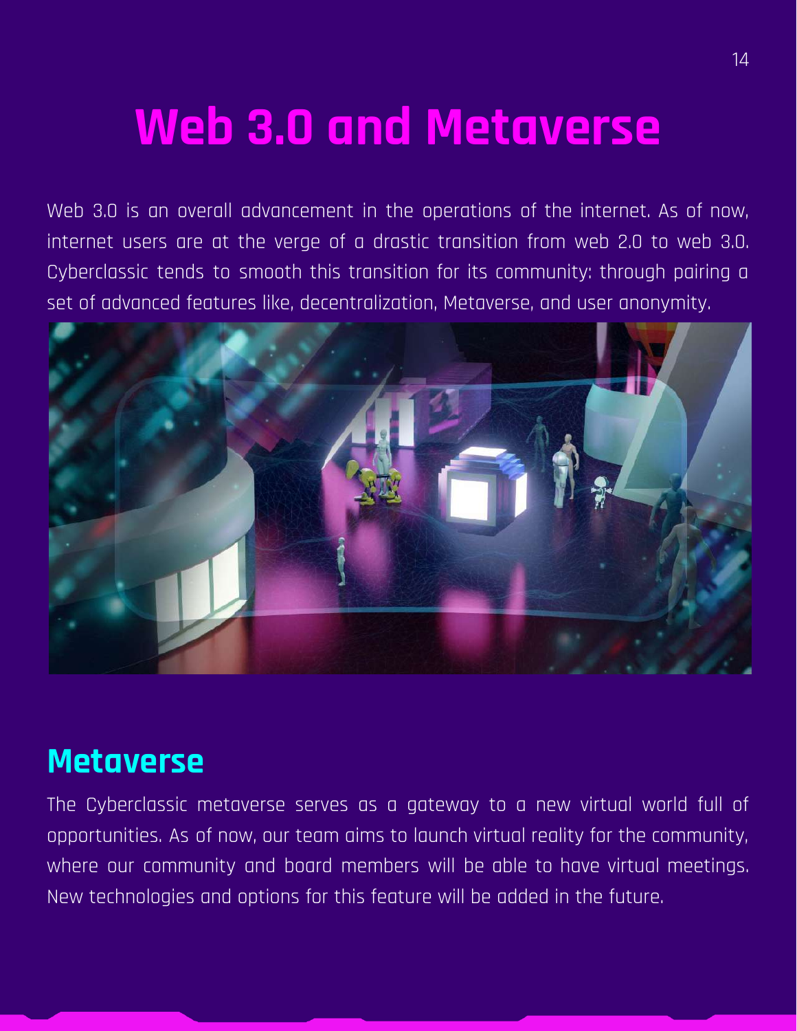# Web 3.0 and Metaverse

Web 3.0 is an overall advancement in the operations of the internet. As of now, internet users are at the verge of a drastic transition from web 2.0 to web 3.0. Cyberclassic tends to smooth this transition for its community: through pairing a set of advanced features like, decentralization, Metaverse, and user anonymity.

## Metaverse

The Cyberclassic metaverse serves as a gateway to a new virtual world full of opportunities. As of now, our team aims to launch virtual reality for the community, where our community and board members will be able to have virtual meetings. New technologies and options for this feature will be added in the future.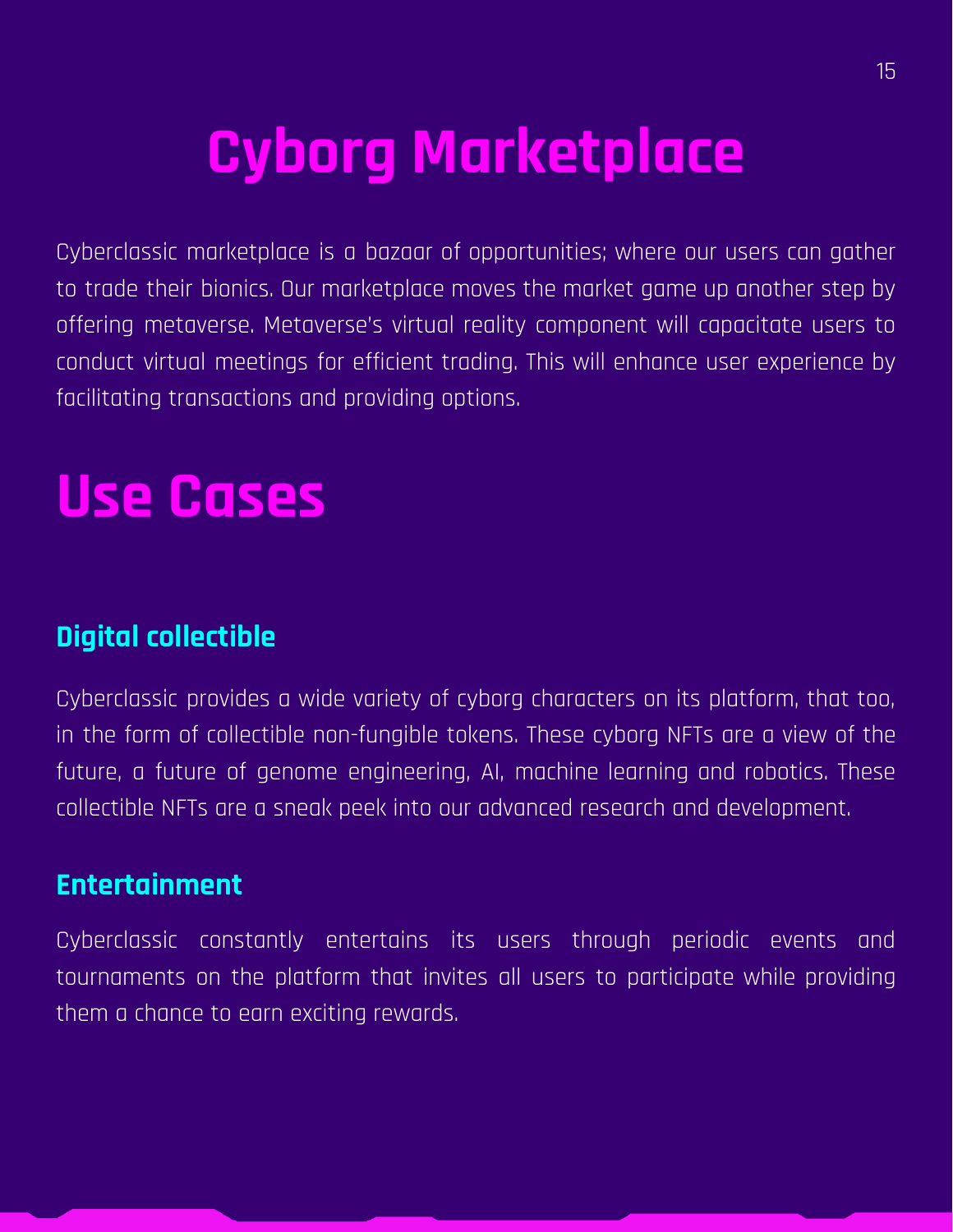# Cyborg Marketplace

Cyberclassic marketplace is a bazaar of opportunities; where our users can gather to trade their bionics. Our marketplace moves the market game up another step by offering metaverse. Metaverse's virtual reality component will capacitate users to conduct virtual meetings for efficient trading. This will enhance user experience by facilitating transactions and providing options.

# Use Cases

### Digital collectible

Cyberclassic provides a wide variety of cyborg characters on its platform, that too, in the form of collectible non-fungible tokens. These cyborg NFTs are a view of the future, a future of genome engineering, AI, machine learning and robotics. These collectible NFTs are a sneak peek into our advanced research and development.

### Entertainment

Cyberclassic constantly entertains its users through periodic events and tournaments on the platform that invites all users to participate while providing them a chance to earn exciting rewards.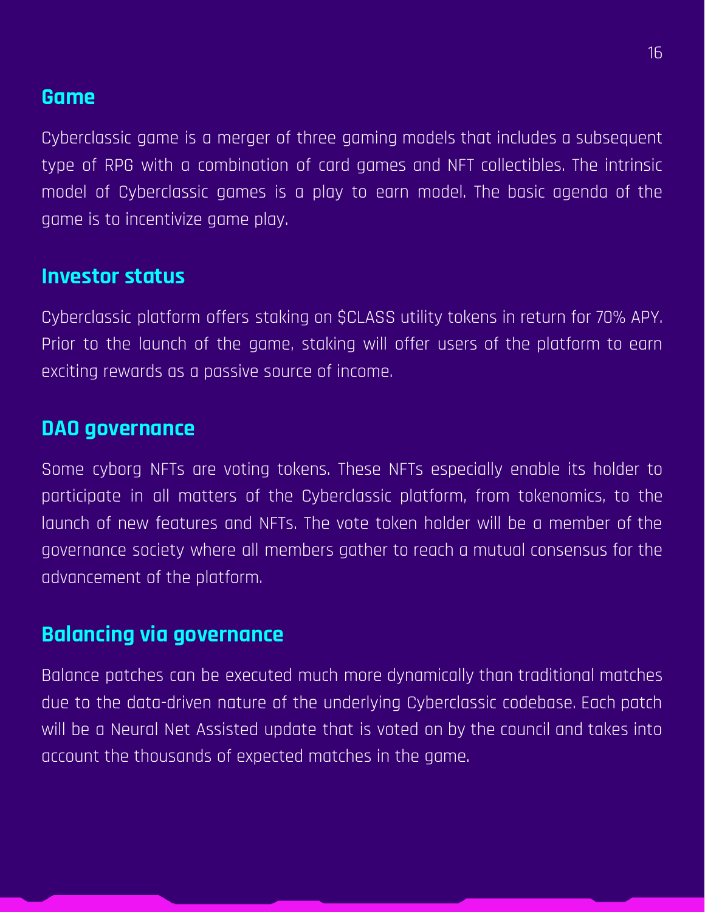## Game

Cyberclassic game is a merger of three gaming models that includes a subsequent type of RPG with a combination of card games and NFT collectibles. The intrinsic model of Cyberclassic games is a play to earn model. The basic agenda of the game is to incentivize game play.

## Investor status

Cyberclassic platform offers staking on $CLASS utility tokens in return for 70% APY. Prior to the launch of the game, staking will offer users of the platform to earn exciting rewards as a passive source of income.

## DAO governance

Some cyborg NFTs are voting tokens. These NFTs especially enable its holder to participate in all matters of the Cyberclassic platform, from tokenomics, to the launch of new features and NFTs. The vote token holder will be a member of the governance society where all members gather to reach a mutual consensus for the advancement of the platform.

## Balancing via governance

Balance patches can be executed much more dynamically than traditional matches due to the data-driven nature of the underlying Cyberclassic codebase. Each patch will be a Neural Net Assisted update that is voted on by the council and takes into account the thousands of expected matches in the game.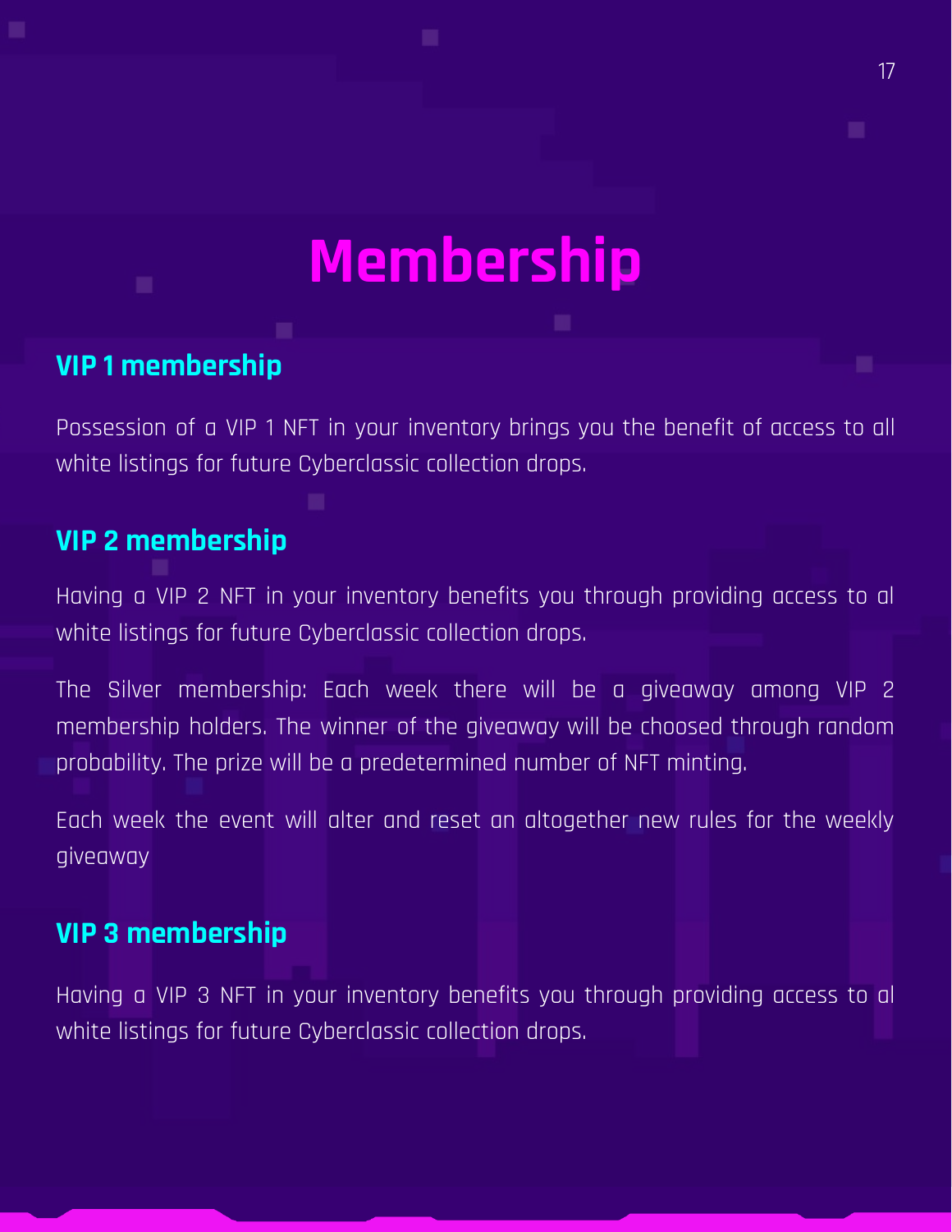# Membership

## VIP 1 membership

Possession of a VIP 1 NFT in your inventory brings you the benefit of access to all white listings for future Cyberclassic collection drops.

## VIP 2 membership

Having a VIP 2 NFT in your inventory benefits you through providing access to al white listings for future Cyberclassic collection drops.

The Silver membership: Each week there will be a giveaway among VIP 2 membership holders. The winner of the giveaway will be choosed through random probability. The prize will be a predetermined number of NFT minting.

Each week the event will alter and reset an altogether new rules for the weekly giveaway

## VIP 3 membership

Having a VIP 3 NFT in your inventory benefits you through providing access to al white listings for future Cyberclassic collection drops.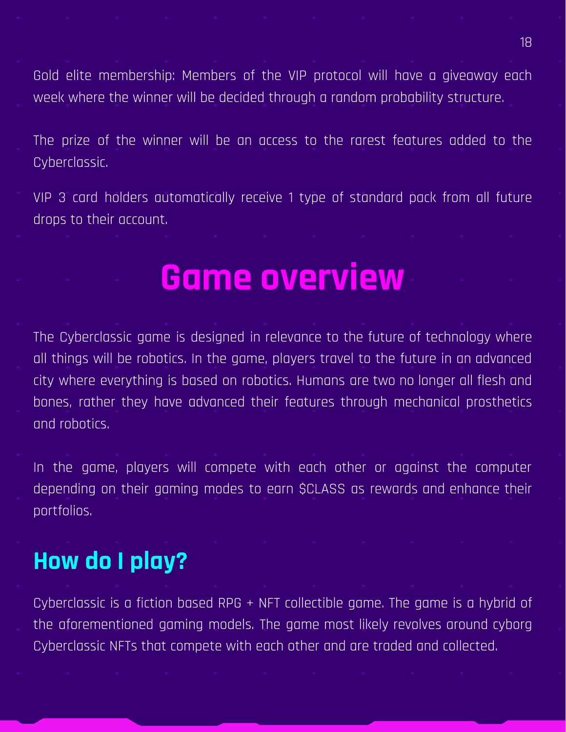Gold elite membership: Members of the VIP protocol will have a giveaway each week where the winner will be decided through a random probability structure.

The prize of the winner will be an access to the rarest features added to the Cyberclassic.

VIP 3 card holders automatically receive 1 type of standard pack from all future drops to their account.

# Game overview

The Cyberclassic game is designed in relevance to the future of technology where all things will be robotics. In the game, players travel to the future in an advanced city where everything is based on robotics. Humans are two no longer all flesh and bones, rather they have advanced their features through mechanical prosthetics and robotics.

In the game, players will compete with each other or against the computer depending on their gaming modes to earn $CLASS as rewards and enhance their portfolios.

## How do I play?

Cyberclassic is a fiction based RPG + NFT collectible game. The game is a hybrid of the aforementioned gaming models. The game most likely revolves around cyborg Cyberclassic NFTs that compete with each other and are traded and collected.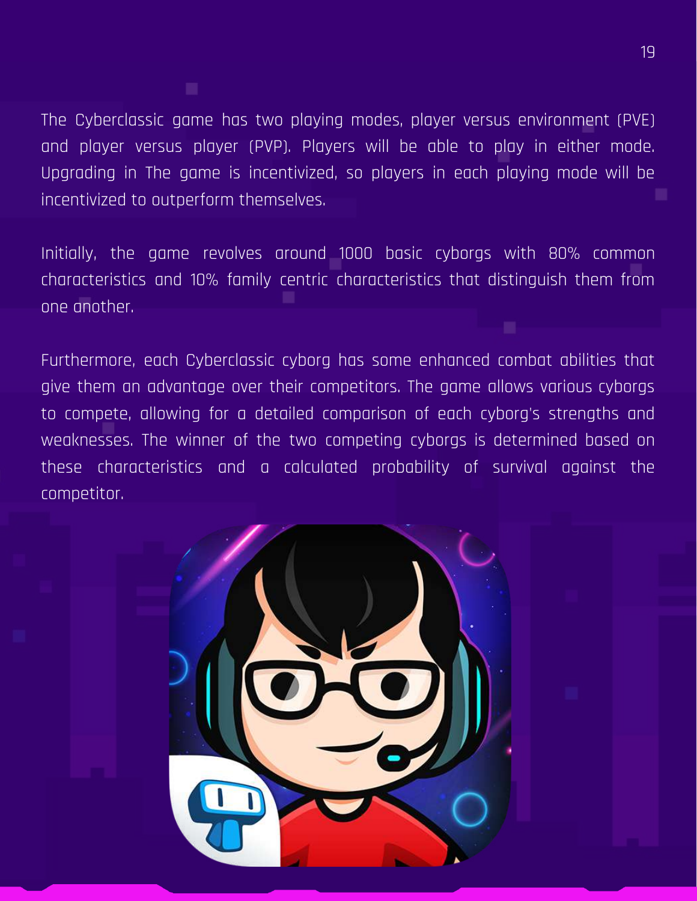The Cyberclassic game has two playing modes, player versus environment (PVE) and player versus player (PVP). Players will be able to play in either mode. Upgrading in The game is incentivized, so players in each playing mode will be incentivized to outperform themselves.

Initially, the game revolves around 1000 basic cyborgs with 80% common characteristics and 10% family centric characteristics that distinguish them from one another.

Furthermore, each Cyberclassic cyborg has some enhanced combat abilities that give them an advantage over their competitors. The game allows various cyborgs to compete, allowing for a detailed comparison of each cyborg's strengths and weaknesses. The winner of the two competing cyborgs is determined based on these characteristics and a calculated probability of survival against the competitor.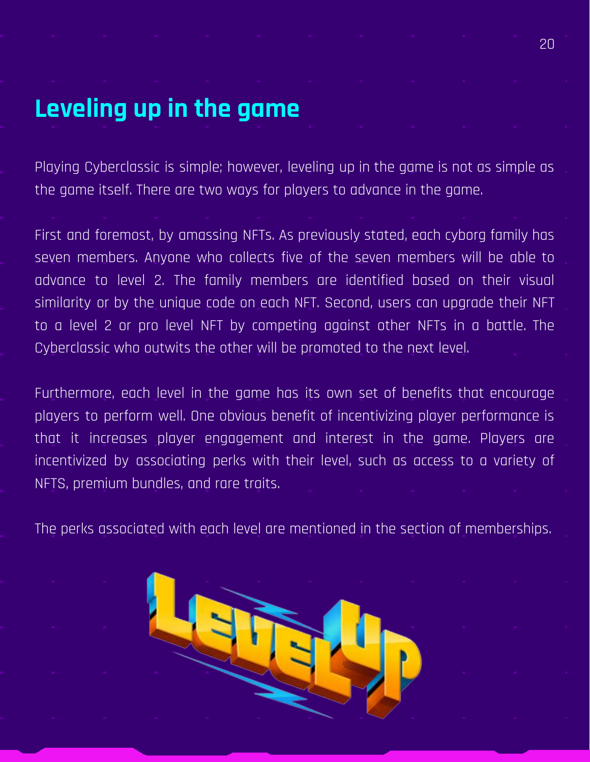## Leveling up in the game

Playing Cyberclassic is simple; however, leveling up in the game is not as simple as the game itself. There are two ways for players to advance in the game.

First and foremost, by amassing NFTs. As previously stated, each cyborg family has seven members. Anyone who collects five of the seven members will be able to advance to level 2. The family members are identified based on their visual similarity or by the unique code on each NFT. Second, users can upgrade their NFT to a level 2 or pro level NFT by competing against other NFTs in a battle. The Cyberclassic who outwits the other will be promoted to the next level.

Furthermore, each level in the game has its own set of benefits that encourage players to perform well. One obvious benefit of incentivizing player performance is that it increases player engagement and interest in the game. Players are incentivized by associating perks with their level, such as access to a variety of NFTS, premium bundles, and rare traits.

The perks associated with each level are mentioned in the section of memberships.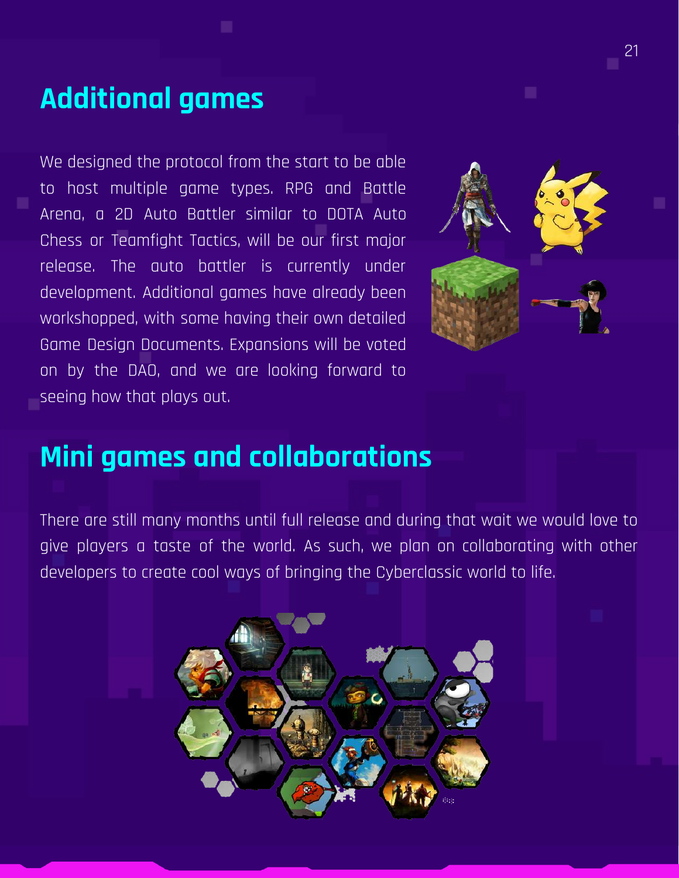## Additional games

We designed the protocol from the start to be able to host multiple game types. RPG and Battle Arena, a 2D Auto Battler similar to DOTA Auto Chess or Teamfight Tactics, will be our first major release. The auto battler is currently under development. Additional games have already been workshopped, with some having their own detailed Game Design Documents. Expansions will be voted on by the DAO, and we are looking forward to seeing how that plays out.

## Mini games and collaborations

There are still many months until full release and during that wait we would love to give players a taste of the world. As such, we plan on collaborating with other developers to create cool ways of bringing the Cyberclassic world to life.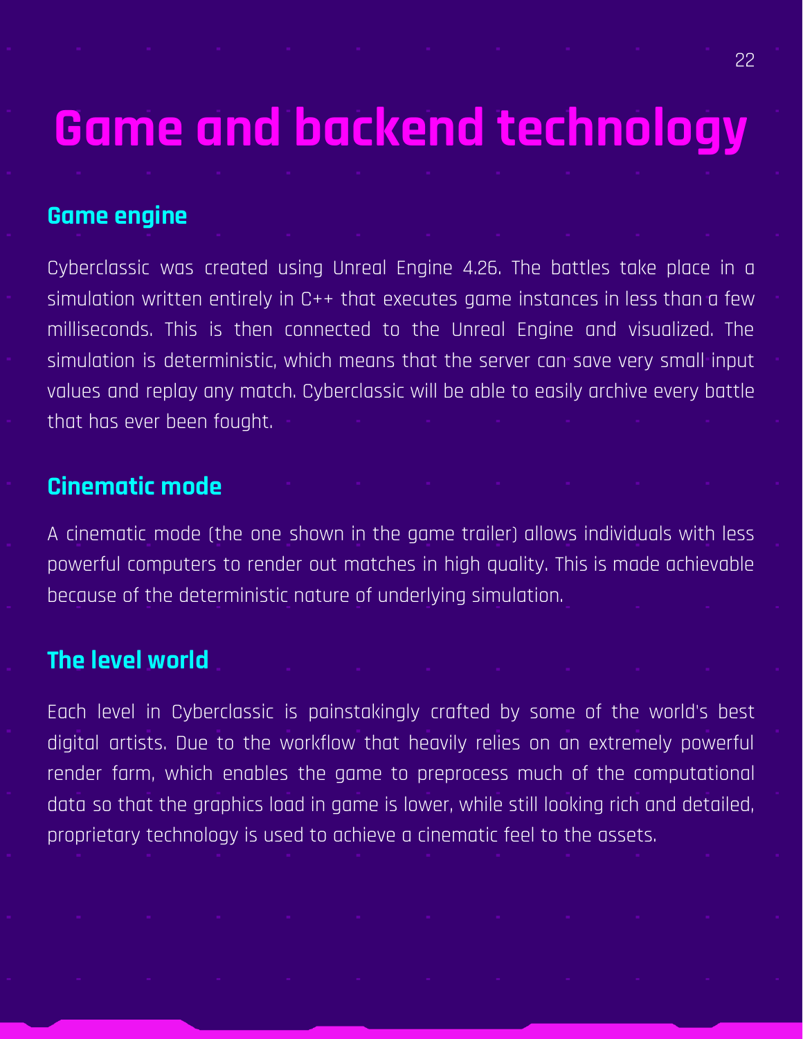# Game and backend technology

## Game engine

Cyberclassic was created using Unreal Engine 4.26. The battles take place in a simulation written entirely in C++ that executes game instances in less than a few milliseconds. This is then connected to the Unreal Engine and visualized. The simulation is deterministic, which means that the server can save very small input values and replay any match. Cyberclassic will be able to easily archive every battle that has ever been fought.

## Cinematic mode

A cinematic mode (the one shown in the game trailer) allows individuals with less powerful computers to render out matches in high quality. This is made achievable because of the deterministic nature of underlying simulation.

## The level world

Each level in Cyberclassic is painstakingly crafted by some of the world's best digital artists. Due to the workflow that heavily relies on an extremely powerful render farm, which enables the game to preprocess much of the computational data so that the graphics load in game is lower, while still looking rich and detailed, proprietary technology is used to achieve a cinematic feel to the assets.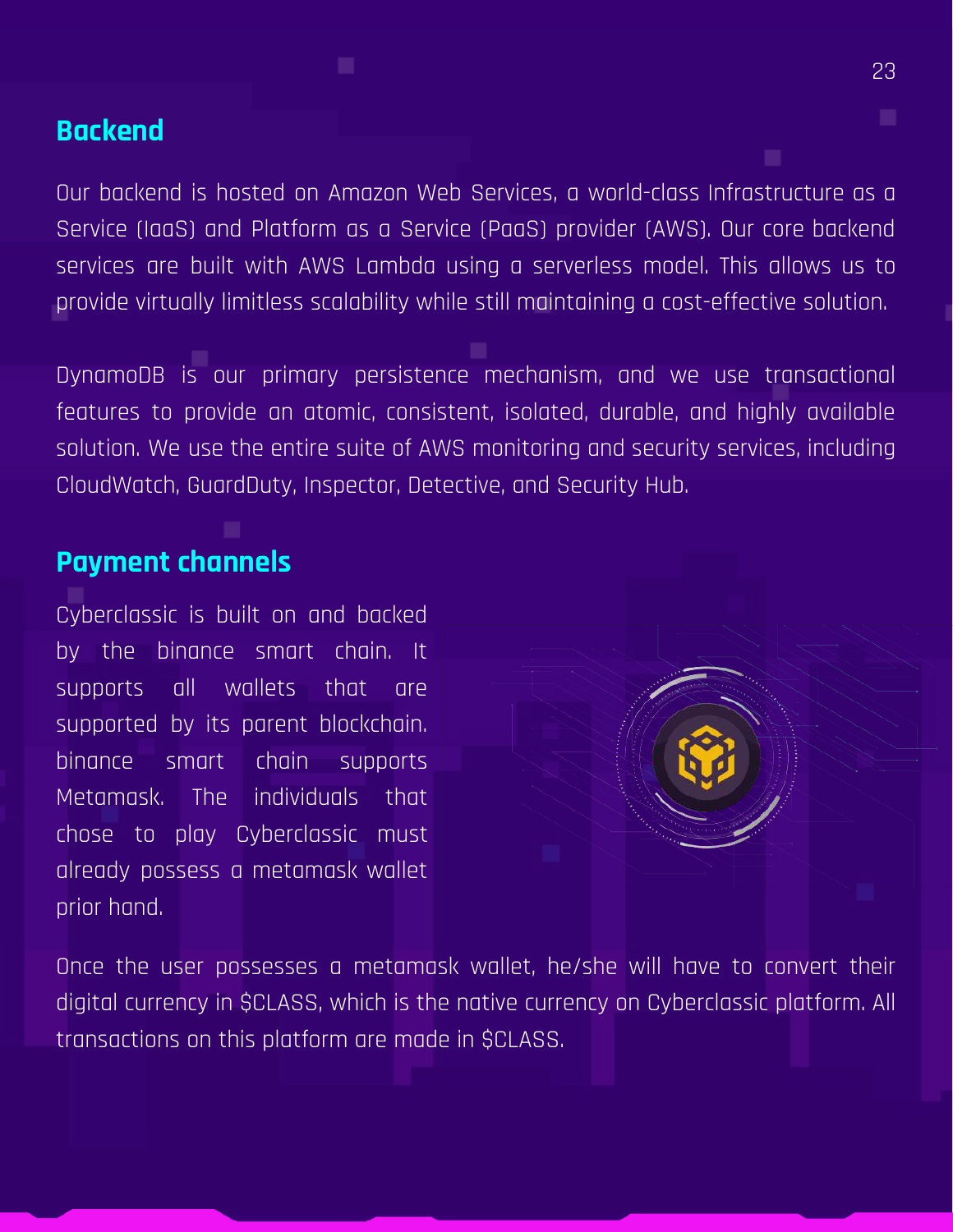## Backend

Our backend is hosted on Amazon Web Services, a world-class Infrastructure as a Service (IaaS) and Platform as a Service (PaaS) provider (AWS). Our core backend services are built with AWS Lambda using a serverless model. This allows us to provide virtually limitless scalability while still maintaining a cost-effective solution.

DynamoDB is our primary persistence mechanism, and we use transactional features to provide an atomic, consistent, isolated, durable, and highly available solution. We use the entire suite of AWS monitoring and security services, including CloudWatch, GuardDuty, Inspector, Detective, and Security Hub.

## Payment channels

Cyberclassic is built on and backed by the binance smart chain. It supports all wallets that are supported by its parent blockchain. binance smart chain supports Metamask. The individuals that chose to play Cyberclassic must already possess a metamask wallet prior hand.

Once the user possesses a metamask wallet, he/she will have to convert their digital currency in $CLASS, which is the native currency on Cyberclassic platform. All transactions on this platform are made in $CLASS.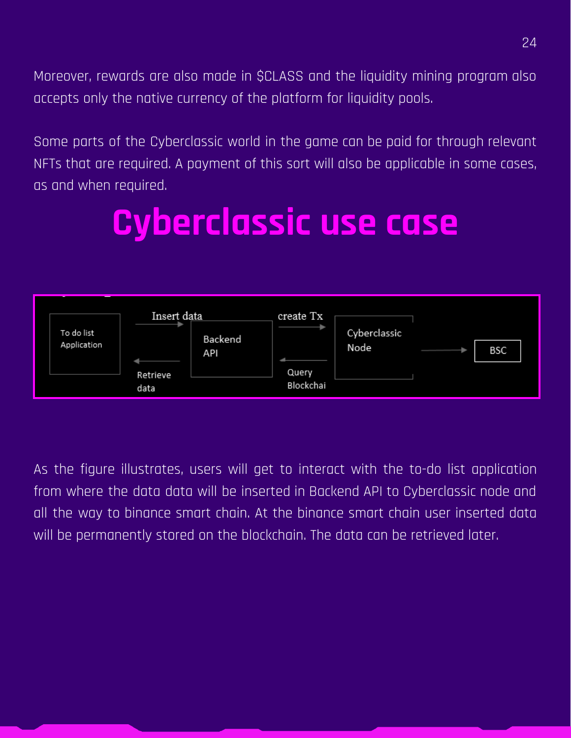Moreover, rewards are also made in $CLASS and the liquidity mining program also accepts only the native currency of the platform for liquidity pools.

Some parts of the Cyberclassic world in the game can be paid for through relevant NFTs that are required. A payment of this sort will also be applicable in some cases, as and when required.

# Cyberclassic use case

To do list Application

Insert data

Retrieve data

Backend API

create Tx

Query Blockchai

Cyberclassic Node

BSC

As the figure illustrates, users will get to interact with the to-do list application from where the data data will be inserted in Backend API to Cyberclassic node and all the way to binance smart chain. At the binance smart chain user inserted data will be permanently stored on the blockchain. The data can be retrieved later.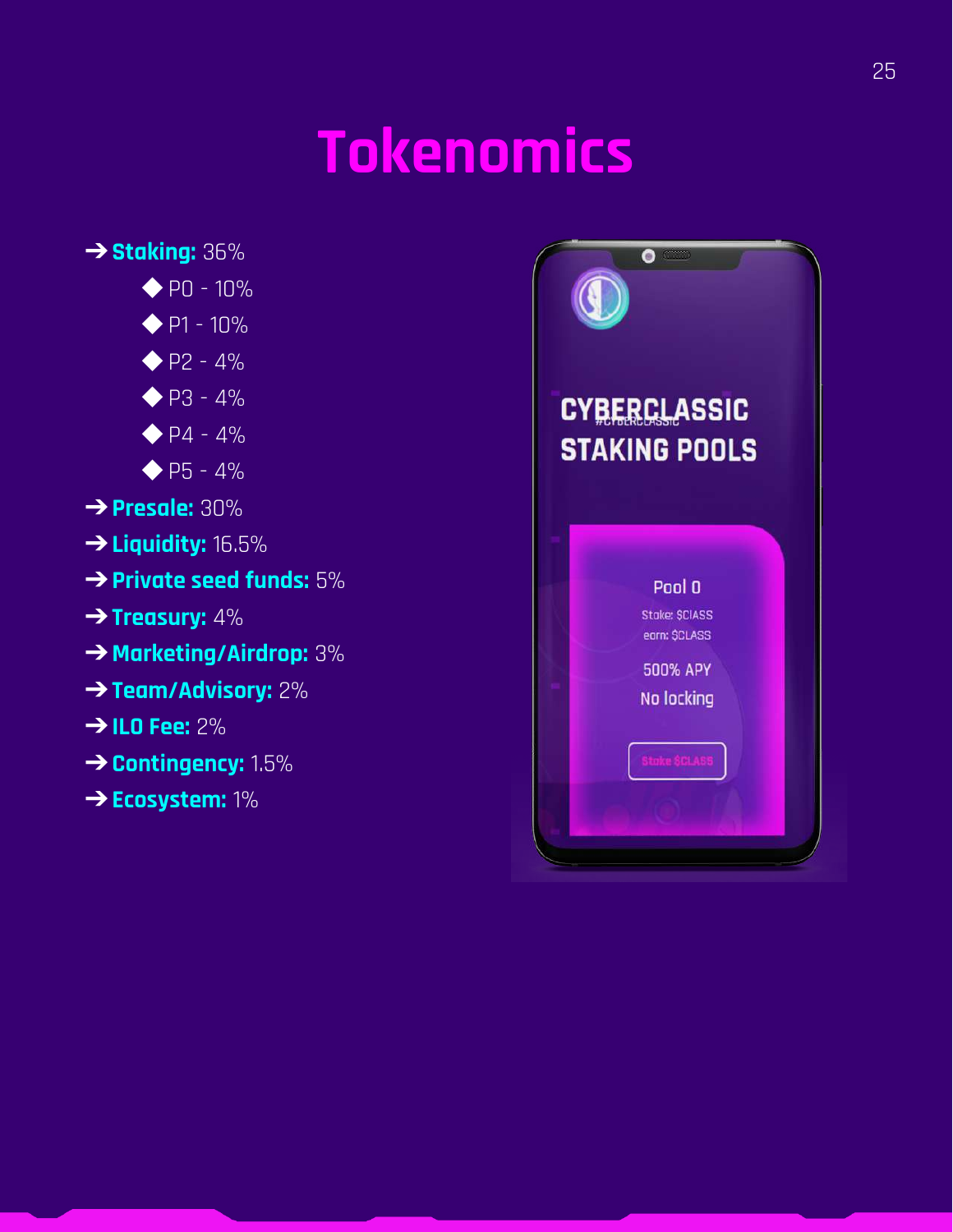# Tokenomics

- **Staking:** 36%
  - P0 - 10%
  - P1 - 10%
  - P2 - 4%
  - P3 - 4%
  - P4 - 4%
  - P5 - 4%
- **Presale:** 30%
- **Liquidity:** 16.5%
- **Private seed funds:** 5%
- **Treasury:** 4%
- **Marketing/Airdrop:** 3%
- **Team/Advisory:** 2%
- **ILO Fee:** 2%
- **Contingency:** 1.5%
- **Ecosystem:** 1%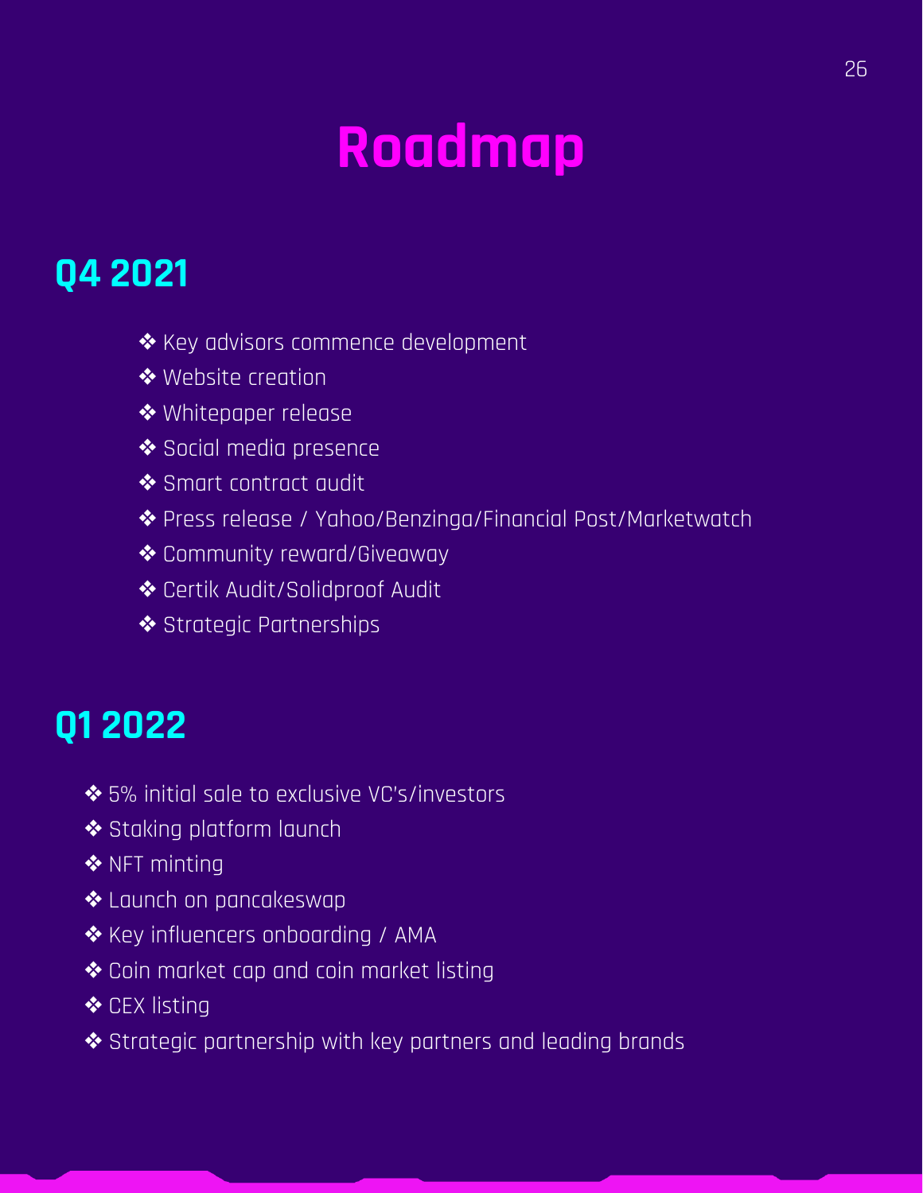# Roadmap

## Q4 2021

- ❖ Key advisors commence development
- ❖ Website creation
- ❖ Whitepaper release
- ❖ Social media presence
- ❖ Smart contract audit
- ❖ Press release / Yahoo/Benzinga/Financial Post/Marketwatch
- ❖ Community reward/Giveaway
- ❖ Certik Audit/Solidproof Audit
- ❖ Strategic Partnerships

## Q1 2022

- ❖ 5% initial sale to exclusive VC's/investors
- ❖ Staking platform launch
- ❖ NFT minting
- ❖ Launch on pancakeswap
- ❖ Key influencers onboarding / AMA
- ❖ Coin market cap and coin market listing
- ❖ CEX listing
- ❖ Strategic partnership with key partners and leading brands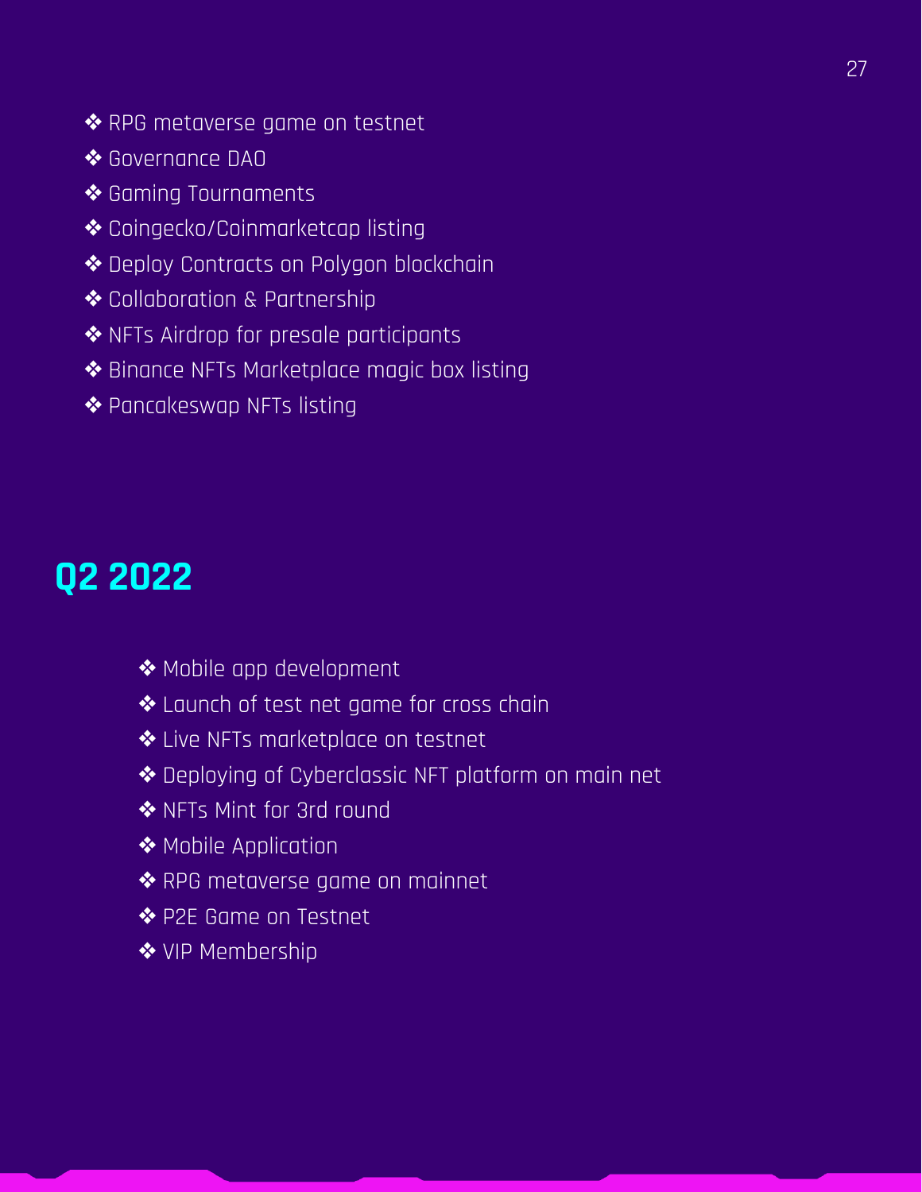- ❖ RPG metaverse game on testnet
- ❖ Governance DAO
- ❖ Gaming Tournaments
- ❖ Coingecko/Coinmarketcap listing
- ❖ Deploy Contracts on Polygon blockchain
- ❖ Collaboration & Partnership
- ❖ NFTs Airdrop for presale participants
- ❖ Binance NFTs Marketplace magic box listing
- ❖ Pancakeswap NFTs listing

## Q2 2022

- ❖ Mobile app development
- ❖ Launch of test net game for cross chain
- ❖ Live NFTs marketplace on testnet
- ❖ Deploying of Cyberclassic NFT platform on main net
- ❖ NFTs Mint for 3rd round
- ❖ Mobile Application
- ❖ RPG metaverse game on mainnet
- ❖ P2E Game on Testnet
- ❖ VIP Membership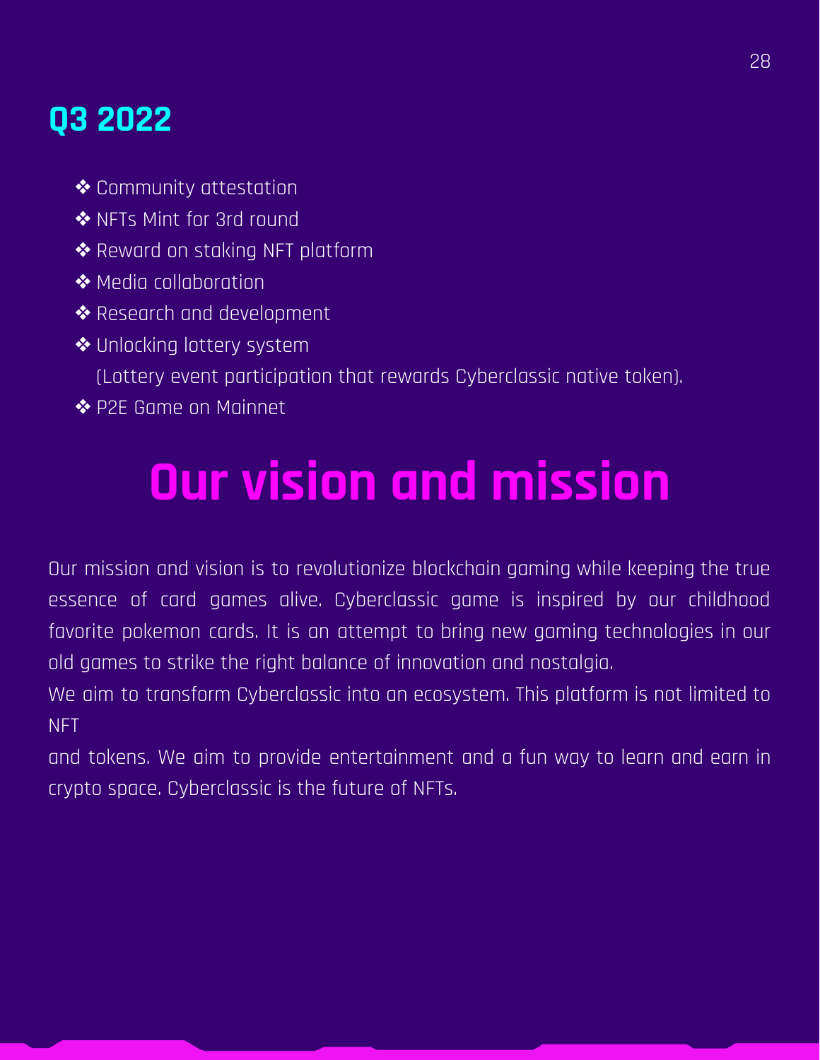## Q3 2022

- ❖ Community attestation
- ❖ NFTs Mint for 3rd round
- ❖ Reward on staking NFT platform
- ❖ Media collaboration
- ❖ Research and development
- ❖ Unlocking lottery system
  (Lottery event participation that rewards Cyberclassic native token).
- ❖ P2E Game on Mainnet

# Our vision and mission

Our mission and vision is to revolutionize blockchain gaming while keeping the true essence of card games alive. Cyberclassic game is inspired by our childhood favorite pokemon cards. It is an attempt to bring new gaming technologies in our old games to strike the right balance of innovation and nostalgia.

We aim to transform Cyberclassic into an ecosystem. This platform is not limited to NFT and tokens. We aim to provide entertainment and a fun way to learn and earn in crypto space. Cyberclassic is the future of NFTs.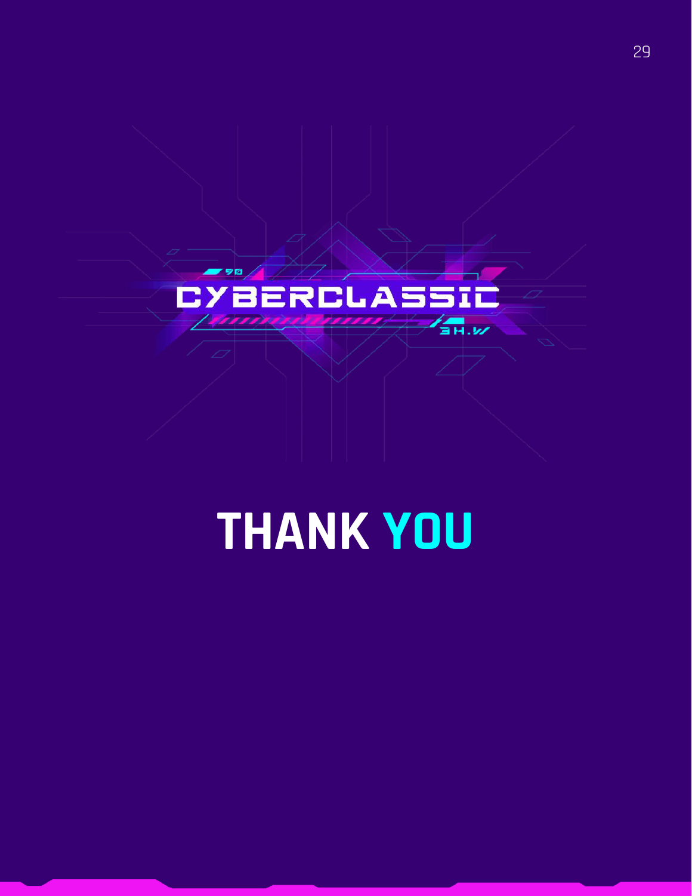CYBERCLASSIC

# THANK YOU